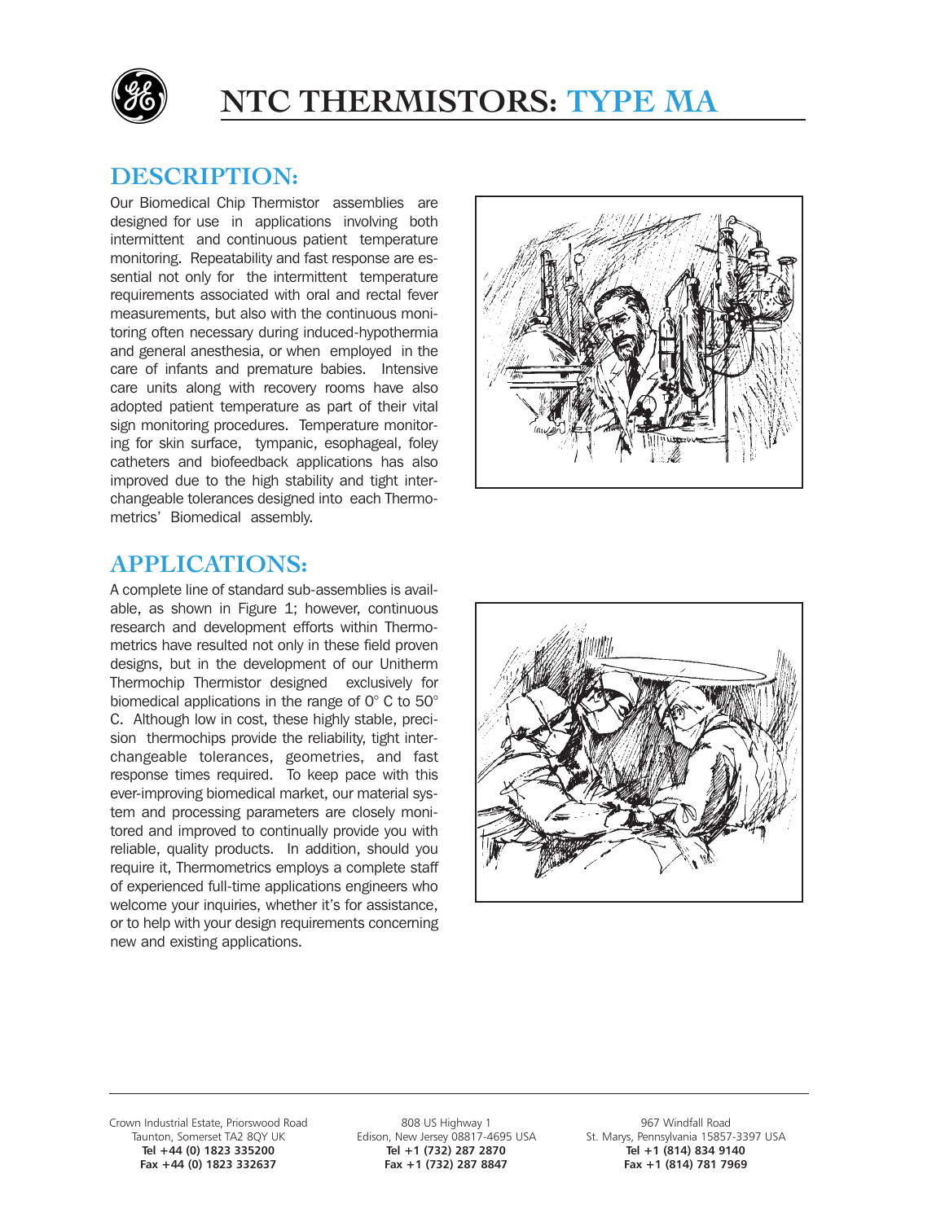# NTC THERMISTORS: TYPE MA

## DESCRIPTION:

Our Biomedical Chip Thermistor assemblies are designed for use in applications involving both intermittent and continuous patient temperature monitoring. Repeatability and fast response are essential not only for the intermittent temperature requirements associated with oral and rectal fever measurements, but also with the continuous monitoring often necessary during induced-hypothermia and general anesthesia, or when employed in the care of infants and premature babies. Intensive care units along with recovery rooms have also adopted patient temperature as part of their vital sign monitoring procedures. Temperature monitoring for skin surface, tympanic, esophageal, foley catheters and biofeedback applications has also improved due to the high stability and tight interchangeable tolerances designed into each Thermometrics' Biomedical assembly.

## APPLICATIONS:

A complete line of standard sub-assemblies is available, as shown in Figure 1; however, continuous research and development efforts within Thermometrics have resulted not only in these field proven designs, but in the development of our Unitherm Thermochip Thermistor designed exclusively for biomedical applications in the range of 0° C to 50° C. Although low in cost, these highly stable, precision thermochips provide the reliability, tight interchangeable tolerances, geometries, and fast response times required. To keep pace with this ever-improving biomedical market, our material system and processing parameters are closely monitored and improved to continually provide you with reliable, quality products. In addition, should you require it, Thermometrics employs a complete staff of experienced full-time applications engineers who welcome your inquiries, whether it's for assistance, or to help with your design requirements concerning new and existing applications.

Crown Industrial Estate, Priorswood Road
Taunton, Somerset TA2 8QY UK
**Tel +44 (0) 1823 335200**
**Fax +44 (0) 1823 332637**

808 US Highway 1
Edison, New Jersey 08817-4695 USA
**Tel +1 (732) 287 2870**
**Fax +1 (732) 287 8847**

967 Windfall Road
St. Marys, Pennsylvania 15857-3397 USA
**Tel +1 (814) 834 9140**
**Fax +1 (814) 781 7969**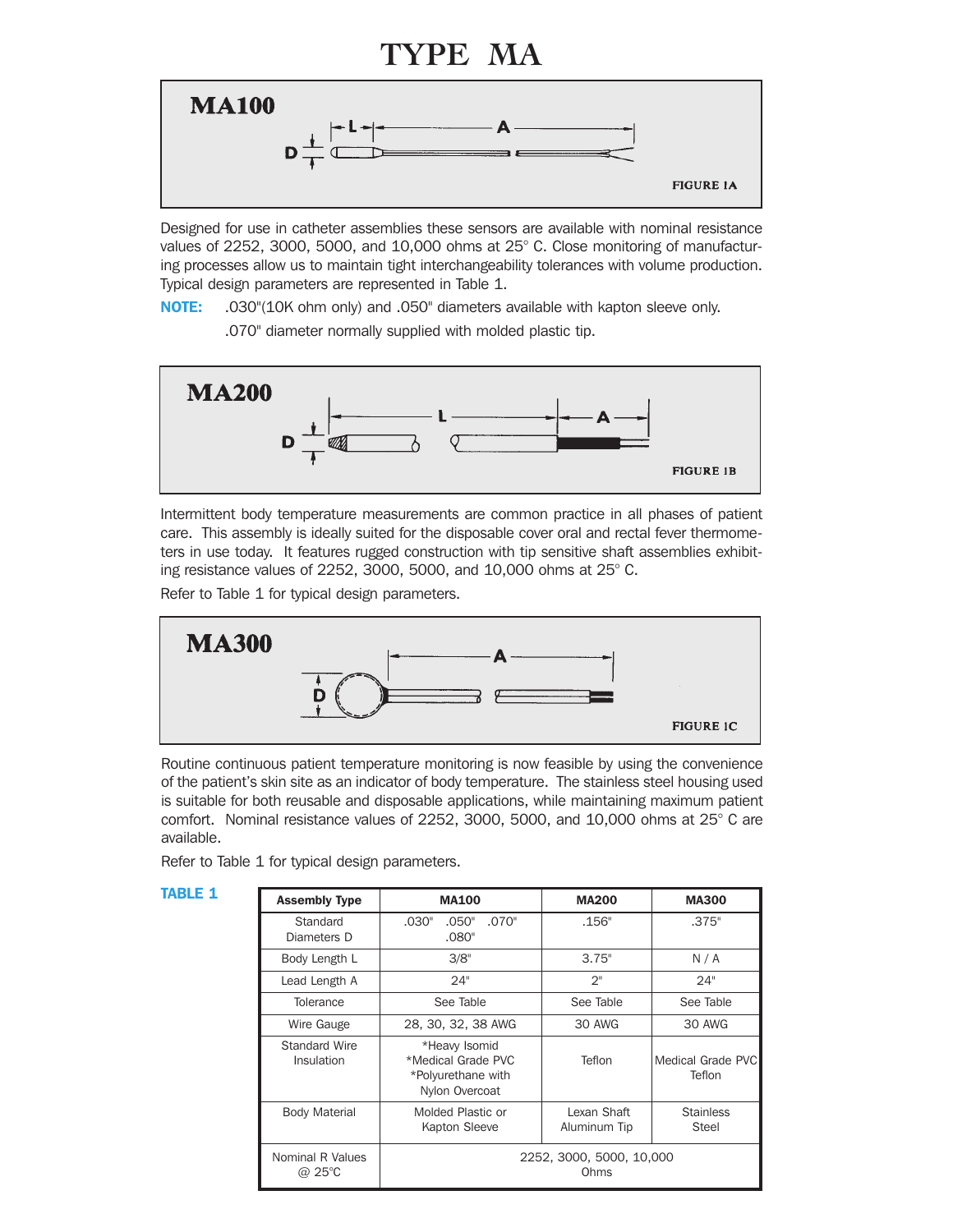# TYPE MA

**MA100**

FIGURE 1A

Designed for use in catheter assemblies these sensors are available with nominal resistance values of 2252, 3000, 5000, and 10,000 ohms at 25° C. Close monitoring of manufacturing processes allow us to maintain tight interchangeability tolerances with volume production. Typical design parameters are represented in Table 1.

**NOTE:** .030"(10K ohm only) and .050" diameters available with kapton sleeve only.
.070" diameter normally supplied with molded plastic tip.

**MA200**

FIGURE 1B

Intermittent body temperature measurements are common practice in all phases of patient care. This assembly is ideally suited for the disposable cover oral and rectal fever thermometers in use today. It features rugged construction with tip sensitive shaft assemblies exhibiting resistance values of 2252, 3000, 5000, and 10,000 ohms at 25° C.

Refer to Table 1 for typical design parameters.

**MA300**

FIGURE 1C

Routine continuous patient temperature monitoring is now feasible by using the convenience of the patient's skin site as an indicator of body temperature. The stainless steel housing used is suitable for both reusable and disposable applications, while maintaining maximum patient comfort. Nominal resistance values of 2252, 3000, 5000, and 10,000 ohms at 25° C are available.

Refer to Table 1 for typical design parameters.

**TABLE 1**

| Assembly Type | MA100 | MA200 | MA300 |
|---|---|---|---|
| Standard Diameters D | .030" .050" .070" .080" | .156" | .375" |
| Body Length L | 3/8" | 3.75" | N / A |
| Lead Length A | 24" | 2" | 24" |
| Tolerance | See Table | See Table | See Table |
| Wire Gauge | 28, 30, 32, 38 AWG | 30 AWG | 30 AWG |
| Standard Wire Insulation | *Heavy Isomid *Medical Grade PVC *Polyurethane with Nylon Overcoat | Teflon | Medical Grade PVC Teflon |
| Body Material | Molded Plastic or Kapton Sleeve | Lexan Shaft Aluminum Tip | Stainless Steel |
| Nominal R Values @ 25°C | 2252, 3000, 5000, 10,000 Ohms | | |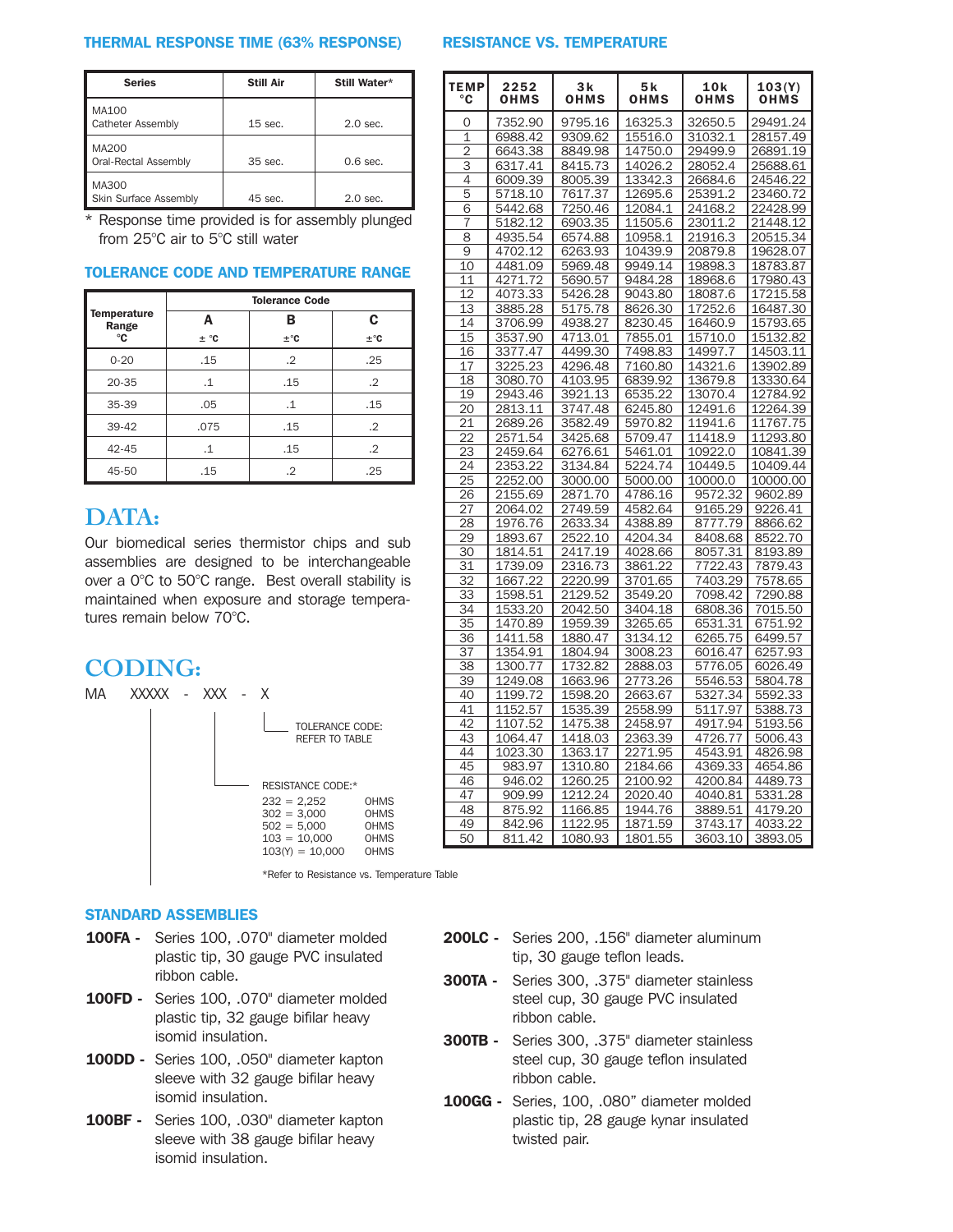### THERMAL RESPONSE TIME (63% RESPONSE)

| Series | Still Air | Still Water* |
|---|---|---|
| MA100 Catheter Assembly | 15 sec. | 2.0 sec. |
| MA200 Oral-Rectal Assembly | 35 sec. | 0.6 sec. |
| MA300 Skin Surface Assembly | 45 sec. | 2.0 sec. |

* Response time provided is for assembly plunged from 25°C air to 5°C still water

### TOLERANCE CODE AND TEMPERATURE RANGE

| Temperature Range °C | Tolerance Code | | |
|---|---|---|---|
| | A ± °C | B ±°C | C ±°C |
| 0-20 | .15 | .2 | .25 |
| 20-35 | .1 | .15 | .2 |
| 35-39 | .05 | .1 | .15 |
| 39-42 | .075 | .15 | .2 |
| 42-45 | .1 | .15 | .2 |
| 45-50 | .15 | .2 | .25 |

## DATA:

Our biomedical series thermistor chips and sub assemblies are designed to be interchangeable over a 0°C to 50°C range. Best overall stability is maintained when exposure and storage temperatures remain below 70°C.

## CODING:

MA XXXXX - XXX - X

TOLERANCE CODE: REFER TO TABLE

RESISTANCE CODE:*
232 = 2,252 OHMS
302 = 3,000 OHMS
502 = 5,000 OHMS
103 = 10,000 OHMS
103(Y) = 10,000 OHMS

*Refer to Resistance vs. Temperature Table

### RESISTANCE VS. TEMPERATURE

| TEMP °C | 2252 OHMS | 3k OHMS | 5k OHMS | 10k OHMS | 103(Y) OHMS |
|---|---|---|---|---|---|
| 0 | 7352.90 | 9795.16 | 16325.3 | 32650.5 | 29491.24 |
| 1 | 6988.42 | 9309.62 | 15516.0 | 31032.1 | 28157.49 |
| 2 | 6643.38 | 8849.98 | 14750.0 | 29499.9 | 26891.19 |
| 3 | 6317.41 | 8415.73 | 14026.2 | 28052.4 | 25688.61 |
| 4 | 6009.39 | 8005.39 | 13342.3 | 26684.6 | 24546.22 |
| 5 | 5718.10 | 7617.37 | 12695.6 | 25391.2 | 23460.72 |
| 6 | 5442.68 | 7250.46 | 12084.1 | 24168.2 | 22428.99 |
| 7 | 5182.12 | 6903.35 | 11505.6 | 23011.2 | 21448.12 |
| 8 | 4935.54 | 6574.88 | 10958.1 | 21916.3 | 20515.34 |
| 9 | 4702.12 | 6263.93 | 10439.9 | 20879.8 | 19628.07 |
| 10 | 4481.09 | 5969.48 | 9949.14 | 19898.3 | 18783.87 |
| 11 | 4271.72 | 5690.57 | 9484.28 | 18968.6 | 17980.43 |
| 12 | 4073.33 | 5426.28 | 9043.80 | 18087.6 | 17215.58 |
| 13 | 3885.28 | 5175.78 | 8626.30 | 17252.6 | 16487.30 |
| 14 | 3706.99 | 4938.27 | 8230.45 | 16460.9 | 15793.65 |
| 15 | 3537.90 | 4713.01 | 7855.01 | 15710.0 | 15132.82 |
| 16 | 3377.47 | 4499.30 | 7498.83 | 14997.7 | 14503.11 |
| 17 | 3225.23 | 4296.48 | 7160.80 | 14321.6 | 13902.89 |
| 18 | 3080.70 | 4103.95 | 6839.92 | 13679.8 | 13330.64 |
| 19 | 2943.46 | 3921.13 | 6535.22 | 13070.4 | 12784.92 |
| 20 | 2813.11 | 3747.48 | 6245.80 | 12491.6 | 12264.39 |
| 21 | 2689.26 | 3582.49 | 5970.82 | 11941.6 | 11767.75 |
| 22 | 2571.54 | 3425.68 | 5709.47 | 11418.9 | 11293.80 |
| 23 | 2459.64 | 6276.61 | 5461.01 | 10922.0 | 10841.39 |
| 24 | 2353.22 | 3134.84 | 5224.74 | 10449.5 | 10409.44 |
| 25 | 2252.00 | 3000.00 | 5000.00 | 10000.0 | 10000.00 |
| 26 | 2155.69 | 2871.70 | 4786.16 | 9572.32 | 9602.89 |
| 27 | 2064.02 | 2749.59 | 4582.64 | 9165.29 | 9226.41 |
| 28 | 1976.76 | 2633.34 | 4388.89 | 8777.79 | 8866.62 |
| 29 | 1893.67 | 2522.10 | 4204.34 | 8408.68 | 8522.70 |
| 30 | 1814.51 | 2417.19 | 4028.66 | 8057.31 | 8193.89 |
| 31 | 1739.09 | 2316.73 | 3861.22 | 7722.43 | 7879.43 |
| 32 | 1667.22 | 2220.99 | 3701.65 | 7403.29 | 7578.65 |
| 33 | 1598.51 | 2129.52 | 3549.20 | 7098.42 | 7290.88 |
| 34 | 1533.20 | 2042.50 | 3404.18 | 6808.36 | 7015.50 |
| 35 | 1470.89 | 1959.39 | 3265.65 | 6531.31 | 6751.92 |
| 36 | 1411.58 | 1880.47 | 3134.12 | 6265.75 | 6499.57 |
| 37 | 1354.91 | 1804.94 | 3008.23 | 6016.47 | 6257.93 |
| 38 | 1300.77 | 1732.82 | 2888.03 | 5776.05 | 6026.49 |
| 39 | 1249.08 | 1663.96 | 2773.26 | 5546.53 | 5804.78 |
| 40 | 1199.72 | 1598.20 | 2663.67 | 5327.34 | 5592.33 |
| 41 | 1152.57 | 1535.39 | 2558.99 | 5117.97 | 5388.73 |
| 42 | 1107.52 | 1475.38 | 2458.97 | 4917.94 | 5193.56 |
| 43 | 1064.47 | 1418.03 | 2363.39 | 4726.77 | 5006.43 |
| 44 | 1023.30 | 1363.17 | 2271.95 | 4543.91 | 4826.98 |
| 45 | 983.97 | 1310.80 | 2184.66 | 4369.33 | 4654.86 |
| 46 | 946.02 | 1260.25 | 2100.92 | 4200.84 | 4489.73 |
| 47 | 909.99 | 1212.24 | 2020.40 | 4040.81 | 5331.28 |
| 48 | 875.92 | 1166.85 | 1944.76 | 3889.51 | 4179.20 |
| 49 | 842.96 | 1122.95 | 1871.59 | 3743.17 | 4033.22 |
| 50 | 811.42 | 1080.93 | 1801.55 | 3603.10 | 3893.05 |

### STANDARD ASSEMBLIES

**100FA -** Series 100, .070" diameter molded plastic tip, 30 gauge PVC insulated ribbon cable.

**100FD -** Series 100, .070" diameter molded plastic tip, 32 gauge bifilar heavy isomid insulation.

**100DD -** Series 100, .050" diameter kapton sleeve with 32 gauge bifilar heavy isomid insulation.

**100BF -** Series 100, .030" diameter kapton sleeve with 38 gauge bifilar heavy isomid insulation.

**200LC -** Series 200, .156" diameter aluminum tip, 30 gauge teflon leads.

**300TA -** Series 300, .375" diameter stainless steel cup, 30 gauge PVC insulated ribbon cable.

**300TB -** Series 300, .375" diameter stainless steel cup, 30 gauge teflon insulated ribbon cable.

**100GG -** Series, 100, .080" diameter molded plastic tip, 28 gauge kynar insulated twisted pair.